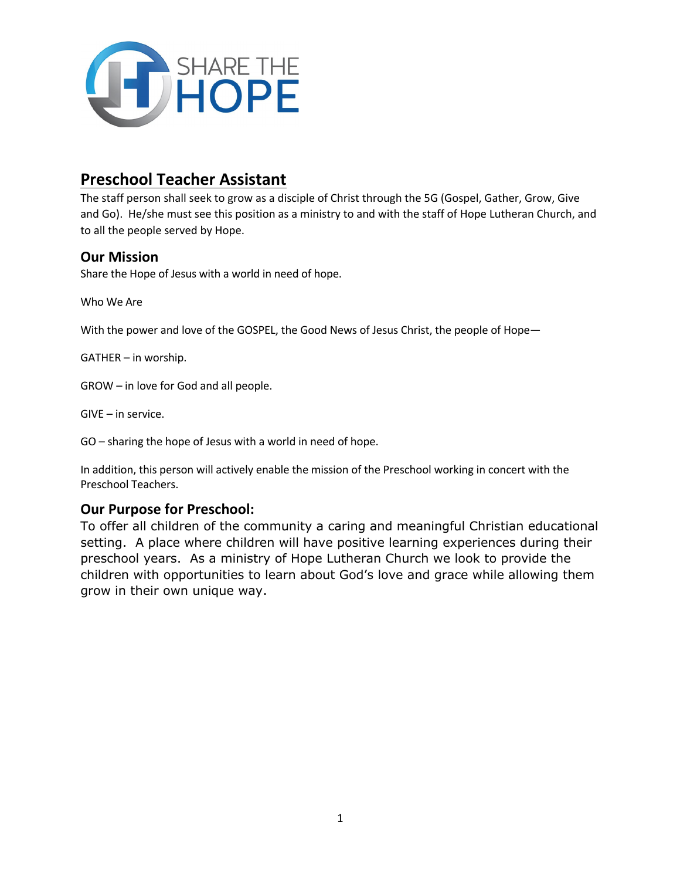SHARE THE HOPE

# Preschool Teacher Assistant

The staff person shall seek to grow as a disciple of Christ through the 5G (Gospel, Gather, Grow, Give and Go). He/she must see this position as a ministry to and with the staff of Hope Lutheran Church, and to all the people served by Hope.

## Our Mission

Share the Hope of Jesus with a world in need of hope.

Who We Are

With the power and love of the GOSPEL, the Good News of Jesus Christ, the people of Hope—

GATHER – in worship.

GROW – in love for God and all people.

GIVE – in service.

GO – sharing the hope of Jesus with a world in need of hope.

In addition, this person will actively enable the mission of the Preschool working in concert with the Preschool Teachers.

## Our Purpose for Preschool:

To offer all children of the community a caring and meaningful Christian educational setting. A place where children will have positive learning experiences during their preschool years. As a ministry of Hope Lutheran Church we look to provide the children with opportunities to learn about God's love and grace while allowing them grow in their own unique way.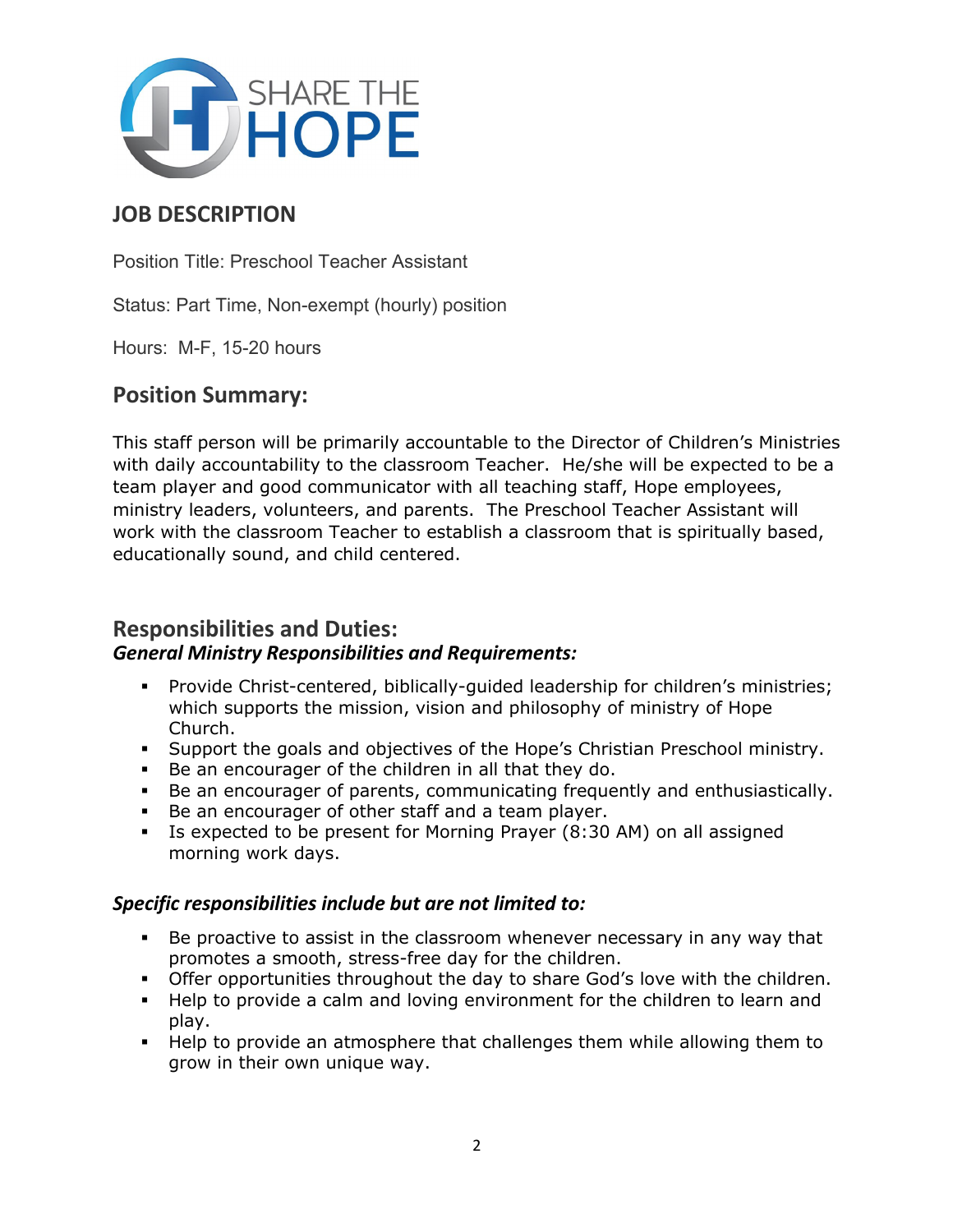SHARE THE HOPE

# JOB DESCRIPTION

Position Title: Preschool Teacher Assistant

Status: Part Time, Non-exempt (hourly) position

Hours: M-F, 15-20 hours

## Position Summary:

This staff person will be primarily accountable to the Director of Children's Ministries with daily accountability to the classroom Teacher. He/she will be expected to be a team player and good communicator with all teaching staff, Hope employees, ministry leaders, volunteers, and parents. The Preschool Teacher Assistant will work with the classroom Teacher to establish a classroom that is spiritually based, educationally sound, and child centered.

## Responsibilities and Duties:

### *General Ministry Responsibilities and Requirements:*

- Provide Christ-centered, biblically-guided leadership for children's ministries; which supports the mission, vision and philosophy of ministry of Hope Church.
- Support the goals and objectives of the Hope's Christian Preschool ministry.
- Be an encourager of the children in all that they do.
- Be an encourager of parents, communicating frequently and enthusiastically.
- Be an encourager of other staff and a team player.
- Is expected to be present for Morning Prayer (8:30 AM) on all assigned morning work days.

### *Specific responsibilities include but are not limited to:*

- Be proactive to assist in the classroom whenever necessary in any way that promotes a smooth, stress-free day for the children.
- Offer opportunities throughout the day to share God's love with the children.
- Help to provide a calm and loving environment for the children to learn and play.
- Help to provide an atmosphere that challenges them while allowing them to grow in their own unique way.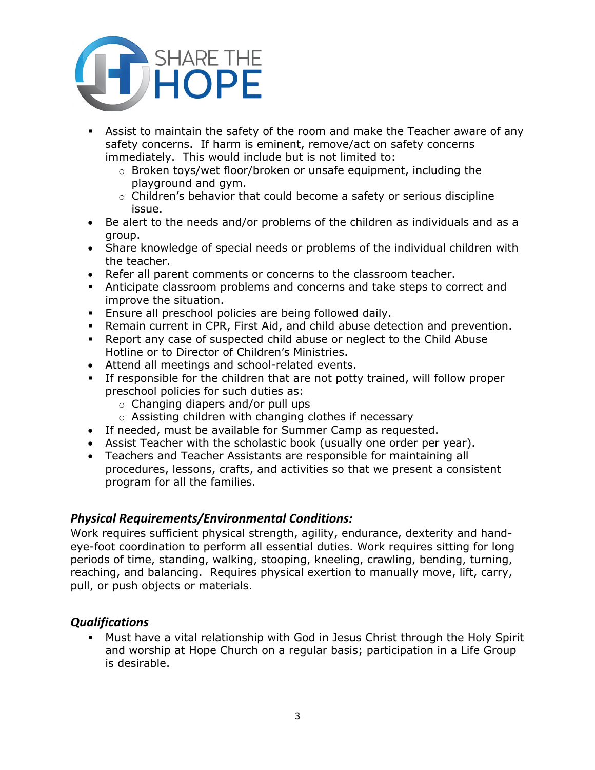- Assist to maintain the safety of the room and make the Teacher aware of any safety concerns. If harm is eminent, remove/act on safety concerns immediately. This would include but is not limited to:
  - Broken toys/wet floor/broken or unsafe equipment, including the playground and gym.
  - Children's behavior that could become a safety or serious discipline issue.
- Be alert to the needs and/or problems of the children as individuals and as a group.
- Share knowledge of special needs or problems of the individual children with the teacher.
- Refer all parent comments or concerns to the classroom teacher.
- Anticipate classroom problems and concerns and take steps to correct and improve the situation.
- Ensure all preschool policies are being followed daily.
- Remain current in CPR, First Aid, and child abuse detection and prevention.
- Report any case of suspected child abuse or neglect to the Child Abuse Hotline or to Director of Children's Ministries.
- Attend all meetings and school-related events.
- If responsible for the children that are not potty trained, will follow proper preschool policies for such duties as:
  - Changing diapers and/or pull ups
  - Assisting children with changing clothes if necessary
- If needed, must be available for Summer Camp as requested.
- Assist Teacher with the scholastic book (usually one order per year).
- Teachers and Teacher Assistants are responsible for maintaining all procedures, lessons, crafts, and activities so that we present a consistent program for all the families.

### *Physical Requirements/Environmental Conditions:*

Work requires sufficient physical strength, agility, endurance, dexterity and hand-eye-foot coordination to perform all essential duties. Work requires sitting for long periods of time, standing, walking, stooping, kneeling, crawling, bending, turning, reaching, and balancing. Requires physical exertion to manually move, lift, carry, pull, or push objects or materials.

### *Qualifications*

- Must have a vital relationship with God in Jesus Christ through the Holy Spirit and worship at Hope Church on a regular basis; participation in a Life Group is desirable.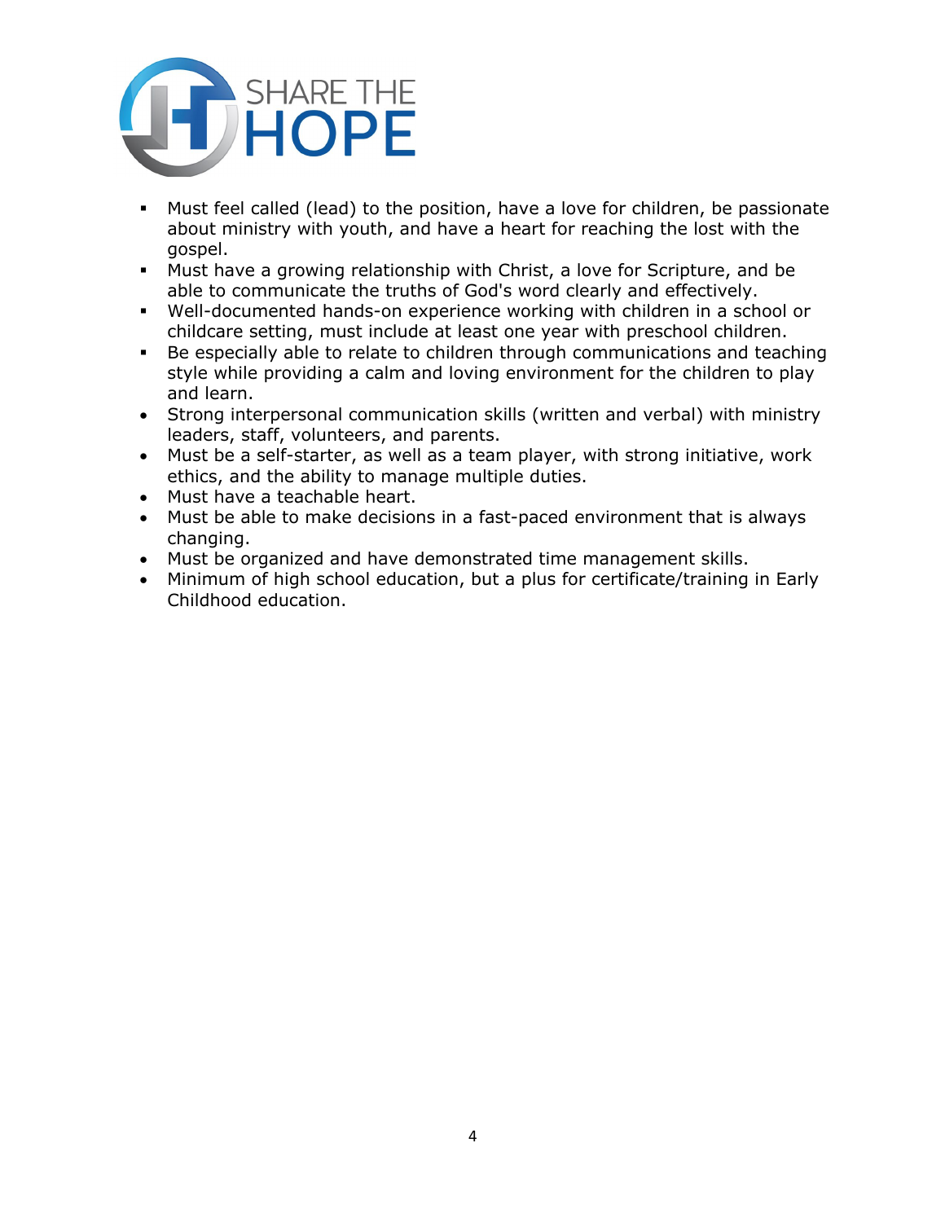- Must feel called (lead) to the position, have a love for children, be passionate about ministry with youth, and have a heart for reaching the lost with the gospel.
- Must have a growing relationship with Christ, a love for Scripture, and be able to communicate the truths of God's word clearly and effectively.
- Well-documented hands-on experience working with children in a school or childcare setting, must include at least one year with preschool children.
- Be especially able to relate to children through communications and teaching style while providing a calm and loving environment for the children to play and learn.
- Strong interpersonal communication skills (written and verbal) with ministry leaders, staff, volunteers, and parents.
- Must be a self-starter, as well as a team player, with strong initiative, work ethics, and the ability to manage multiple duties.
- Must have a teachable heart.
- Must be able to make decisions in a fast-paced environment that is always changing.
- Must be organized and have demonstrated time management skills.
- Minimum of high school education, but a plus for certificate/training in Early Childhood education.